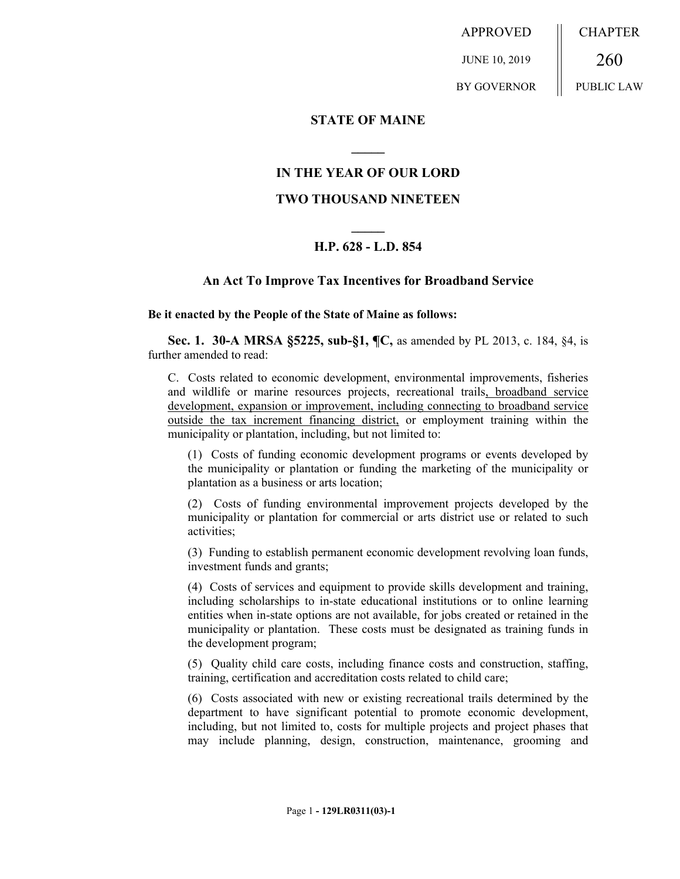APPROVED JUNE 10, 2019 BY GOVERNOR

CHAPTER 260 PUBLIC LAW

## STATE OF MAINE

## IN THE YEAR OF OUR LORD

## TWO THOUSAND NINETEEN

## H.P. 628 - L.D. 854

### An Act To Improve Tax Incentives for Broadband Service

**Be it enacted by the People of the State of Maine as follows:**

**Sec. 1. 30-A MRSA §5225, sub-§1, ¶C,** as amended by PL 2013, c. 184, §4, is further amended to read:

C. Costs related to economic development, environmental improvements, fisheries and wildlife or marine resources projects, recreational trails<u>, broadband service development, expansion or improvement, including connecting to broadband service outside the tax increment financing district,</u> or employment training within the municipality or plantation, including, but not limited to:

(1) Costs of funding economic development programs or events developed by the municipality or plantation or funding the marketing of the municipality or plantation as a business or arts location;

(2) Costs of funding environmental improvement projects developed by the municipality or plantation for commercial or arts district use or related to such activities;

(3) Funding to establish permanent economic development revolving loan funds, investment funds and grants;

(4) Costs of services and equipment to provide skills development and training, including scholarships to in-state educational institutions or to online learning entities when in-state options are not available, for jobs created or retained in the municipality or plantation. These costs must be designated as training funds in the development program;

(5) Quality child care costs, including finance costs and construction, staffing, training, certification and accreditation costs related to child care;

(6) Costs associated with new or existing recreational trails determined by the department to have significant potential to promote economic development, including, but not limited to, costs for multiple projects and project phases that may include planning, design, construction, maintenance, grooming and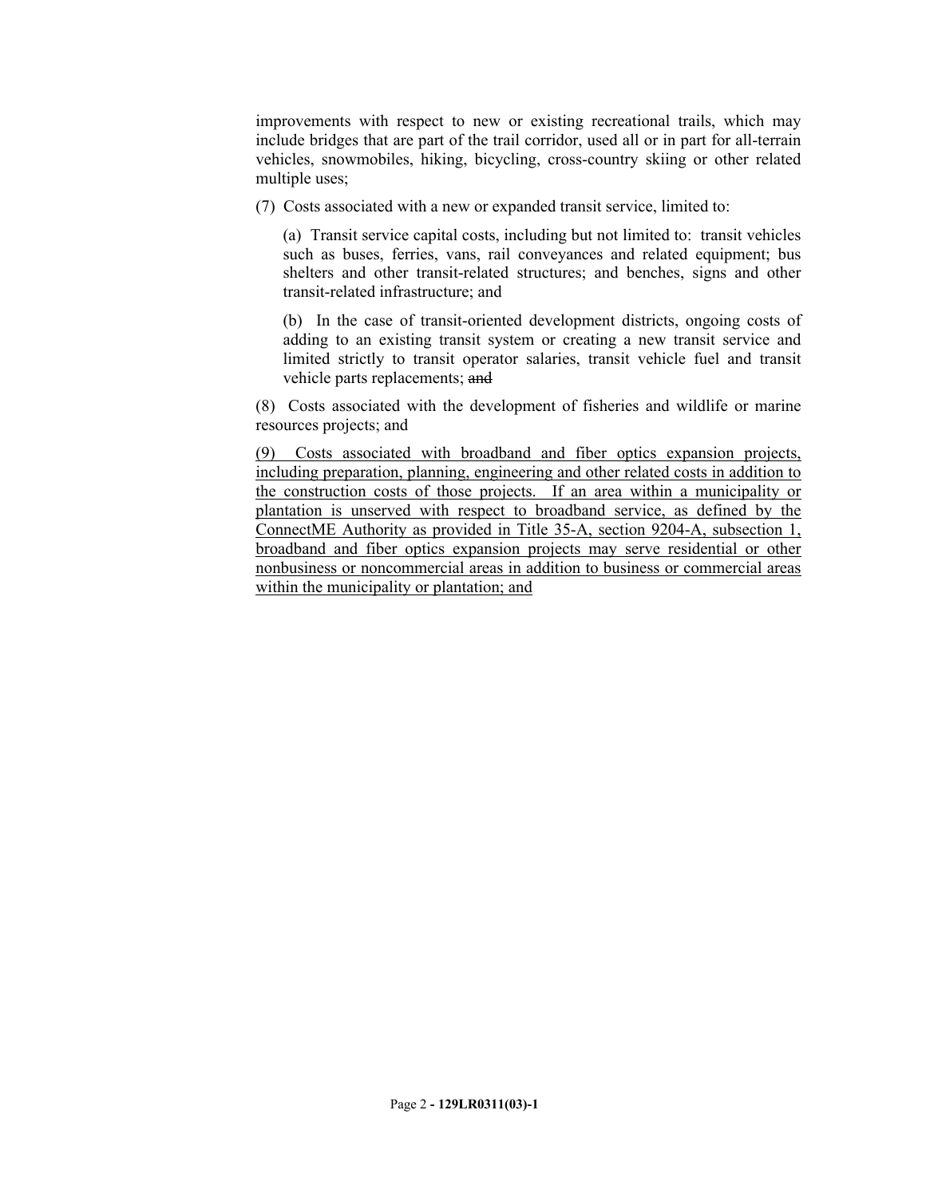improvements with respect to new or existing recreational trails, which may include bridges that are part of the trail corridor, used all or in part for all-terrain vehicles, snowmobiles, hiking, bicycling, cross-country skiing or other related multiple uses;

(7) Costs associated with a new or expanded transit service, limited to:

(a) Transit service capital costs, including but not limited to: transit vehicles such as buses, ferries, vans, rail conveyances and related equipment; bus shelters and other transit-related structures; and benches, signs and other transit-related infrastructure; and

(b) In the case of transit-oriented development districts, ongoing costs of adding to an existing transit system or creating a new transit service and limited strictly to transit operator salaries, transit vehicle fuel and transit vehicle parts replacements; ~~and~~

(8) Costs associated with the development of fisheries and wildlife or marine resources projects; and

<u>(9) Costs associated with broadband and fiber optics expansion projects, including preparation, planning, engineering and other related costs in addition to the construction costs of those projects. If an area within a municipality or plantation is unserved with respect to broadband service, as defined by the ConnectME Authority as provided in Title 35-A, section 9204-A, subsection 1, broadband and fiber optics expansion projects may serve residential or other nonbusiness or noncommercial areas in addition to business or commercial areas within the municipality or plantation; and</u>